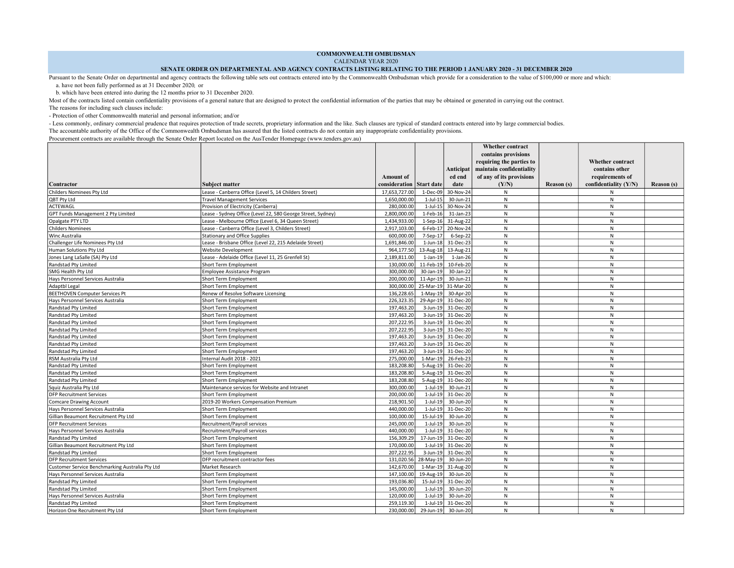**COMMONWEALTH OMBUDSMAN**

CALENDAR YEAR 2020

**SENATE ORDER ON DEPARTMENTAL AND AGENCY CONTRACTS LISTING RELATING TO THE PERIOD 1 JANUARY 2020 - 31 DECEMBER 2020**

Pursuant to the Senate Order on departmental and agency contracts the following table sets out contracts entered into by the Commonwealth Ombudsman which provide for a consideration to the value of $100,000 or more and which:

a. have not been fully performed as at 31 December 2020, or

b. which have been entered into during the 12 months prior to 31 December 2020.

Most of the contracts listed contain confidentiality provisions of a general nature that are designed to protect the confidential information of the parties that may be obtained or generated in carrying out the contract.

The reasons for including such clauses include:

- Protection of other Commonwealth material and personal information; and/or

- Less commonly, ordinary commercial prudence that requires protection of trade secrets, proprietary information and the like. Such clauses are typical of standard contracts entered into by large commercial bodies.

The accountable authority of the Office of the Commonwealth Ombudsman has assured that the listed contracts do not contain any inappropriate confidentiality provisions.

Procurement contracts are available through the Senate Order Report located on the AusTender Homepage (www.tenders.gov.au)

| Contractor | Subject matter | Amount of consideration | Start date | Anticipated end date | Whether contract contains provisions requiring the parties to maintain confidentiality of any of its provisions (Y/N) | Reason (s) | Whether contract contains other requirements of confidentiality (Y/N) | Reason (s) |
|---|---|---|---|---|---|---|---|---|
| Childers Nominees Pty Ltd | Lease - Canberra Office (Level 5, 14 Childers Street) | 17,653,727.00 | 1-Dec-09 | 30-Nov-24 | N | | N | |
| QBT Pty Ltd | Travel Management Services | 1,650,000.00 | 1-Jul-15 | 30-Jun-21 | N | | N | |
| ACTEWAGL | Provision of Electricity (Canberra) | 280,000.00 | 1-Jul-15 | 30-Nov-24 | N | | N | |
| GPT Funds Management 2 Pty Limited | Lease - Sydney Office (Level 22, 580 George Street, Sydney) | 2,800,000.00 | 1-Feb-16 | 31-Jan-23 | N | | N | |
| Opalgate PTY LTD | Lease - Melbourne Office (Level 6, 34 Queen Street) | 1,434,933.00 | 1-Sep-16 | 31-Aug-22 | N | | N | |
| Childers Nominees | Lease - Canberra Office (Level 3, Childers Street) | 2,917,103.00 | 6-Feb-17 | 20-Nov-24 | N | | N | |
| Winc Australia | Stationary and Office Supplies | 600,000.00 | 7-Sep-17 | 6-Sep-22 | N | | N | |
| Challenger Life Nominees Pty Ltd | Lease - Brisbane Office (Level 22, 215 Adelaide Street) | 1,691,846.00 | 1-Jun-18 | 31-Dec-23 | N | | N | |
| Human Solutions Pty Ltd | Website Development | 964,177.50 | 13-Aug-18 | 13-Aug-21 | N | | N | |
| Jones Lang LaSalle (SA) Pty Ltd | Lease - Adelaide Office (Level 11, 25 Grenfell St) | 2,189,811.00 | 1-Jan-19 | 1-Jan-26 | N | | N | |
| Randstad Pty Limited | Short Term Employment | 130,000.00 | 11-Feb-19 | 10-Feb-20 | N | | N | |
| SMG Health Pty Ltd | Employee Assistance Program | 300,000.00 | 30-Jan-19 | 30-Jan-22 | N | | N | |
| Hays Personnel Services Australia | Short Term Employment | 200,000.00 | 11-Apr-19 | 30-Jun-21 | N | | N | |
| Adaptbl Legal | Short Term Employment | 300,000.00 | 25-Mar-19 | 31-Mar-20 | N | | N | |
| BEETHOVEN Computer Services Pt | Renew of Resolve Software Licensing | 136,228.65 | 1-May-19 | 30-Apr-20 | N | | N | |
| Hays Personnel Services Australia | Short Term Employment | 226,323.35 | 29-Apr-19 | 31-Dec-20 | N | | N | |
| Randstad Pty Limited | Short Term Employment | 197,463.20 | 3-Jun-19 | 31-Dec-20 | N | | N | |
| Randstad Pty Limited | Short Term Employment | 197,463.20 | 3-Jun-19 | 31-Dec-20 | N | | N | |
| Randstad Pty Limited | Short Term Employment | 207,222.95 | 3-Jun-19 | 31-Dec-20 | N | | N | |
| Randstad Pty Limited | Short Term Employment | 207,222.95 | 3-Jun-19 | 31-Dec-20 | N | | N | |
| Randstad Pty Limited | Short Term Employment | 197,463.20 | 3-Jun-19 | 31-Dec-20 | N | | N | |
| Randstad Pty Limited | Short Term Employment | 197,463.20 | 3-Jun-19 | 31-Dec-20 | N | | N | |
| Randstad Pty Limited | Short Term Employment | 197,463.20 | 3-Jun-19 | 31-Dec-20 | N | | N | |
| RSM Australia Pty Ltd | Internal Audit 2018 - 2021 | 275,000.00 | 1-Mar-19 | 26-Feb-23 | N | | N | |
| Randstad Pty Limited | Short Term Employment | 183,208.80 | 5-Aug-19 | 31-Dec-20 | N | | N | |
| Randstad Pty Limited | Short Term Employment | 183,208.80 | 5-Aug-19 | 31-Dec-20 | N | | N | |
| Randstad Pty Limited | Short Term Employment | 183,208.80 | 5-Aug-19 | 31-Dec-20 | N | | N | |
| Squiz Australia Pty Ltd | Maintenance services for Website and Intranet | 300,000.00 | 1-Jul-19 | 30-Jun-21 | N | | N | |
| DFP Recruitment Services | Short Term Employment | 200,000.00 | 1-Jul-19 | 31-Dec-20 | N | | N | |
| Comcare Drawing Account | 2019-20 Workers Compensation Premium | 218,901.50 | 1-Jul-19 | 30-Jun-20 | N | | N | |
| Hays Personnel Services Australia | Short Term Employment | 440,000.00 | 1-Jul-19 | 31-Dec-20 | N | | N | |
| Gillian Beaumont Recruitment Pty Ltd | Short Term Employment | 100,000.00 | 15-Jul-19 | 30-Jun-20 | N | | N | |
| DFP Recruitment Services | Recruitment/Payroll services | 245,000.00 | 1-Jul-19 | 30-Jun-20 | N | | N | |
| Hays Personnel Services Australia | Recruitment/Payroll services | 440,000.00 | 1-Jul-19 | 31-Dec-20 | N | | N | |
| Randstad Pty Limited | Short Term Employment | 156,309.29 | 17-Jun-19 | 31-Dec-20 | N | | N | |
| Gillian Beaumont Recruitment Pty Ltd | Short Term Employment | 170,000.00 | 1-Jul-19 | 31-Dec-20 | N | | N | |
| Randstad Pty Limited | Short Term Employment | 207,222.95 | 3-Jun-19 | 31-Dec-20 | N | | N | |
| DFP Recruitment Services | DFP recruitment contractor fees | 131,020.56 | 28-May-19 | 30-Jun-20 | N | | N | |
| Customer Service Benchmarking Australia Pty Ltd | Market Research | 142,670.00 | 1-Mar-19 | 31-Aug-20 | N | | N | |
| Hays Personnel Services Australia | Short Term Employment | 147,100.00 | 19-Aug-19 | 30-Jun-20 | N | | N | |
| Randstad Pty Limited | Short Term Employment | 193,036.80 | 15-Jul-19 | 31-Dec-20 | N | | N | |
| Randstad Pty Limited | Short Term Employment | 145,000.00 | 1-Jul-19 | 30-Jun-20 | N | | N | |
| Hays Personnel Services Australia | Short Term Employment | 120,000.00 | 1-Jul-19 | 30-Jun-20 | N | | N | |
| Randstad Pty Limited | Short Term Employment | 259,119.30 | 1-Jul-19 | 31-Dec-20 | N | | N | |
| Horizon One Recruitment Pty Ltd | Short Term Employment | 230,000.00 | 29-Jun-19 | 30-Jun-20 | N | | N | |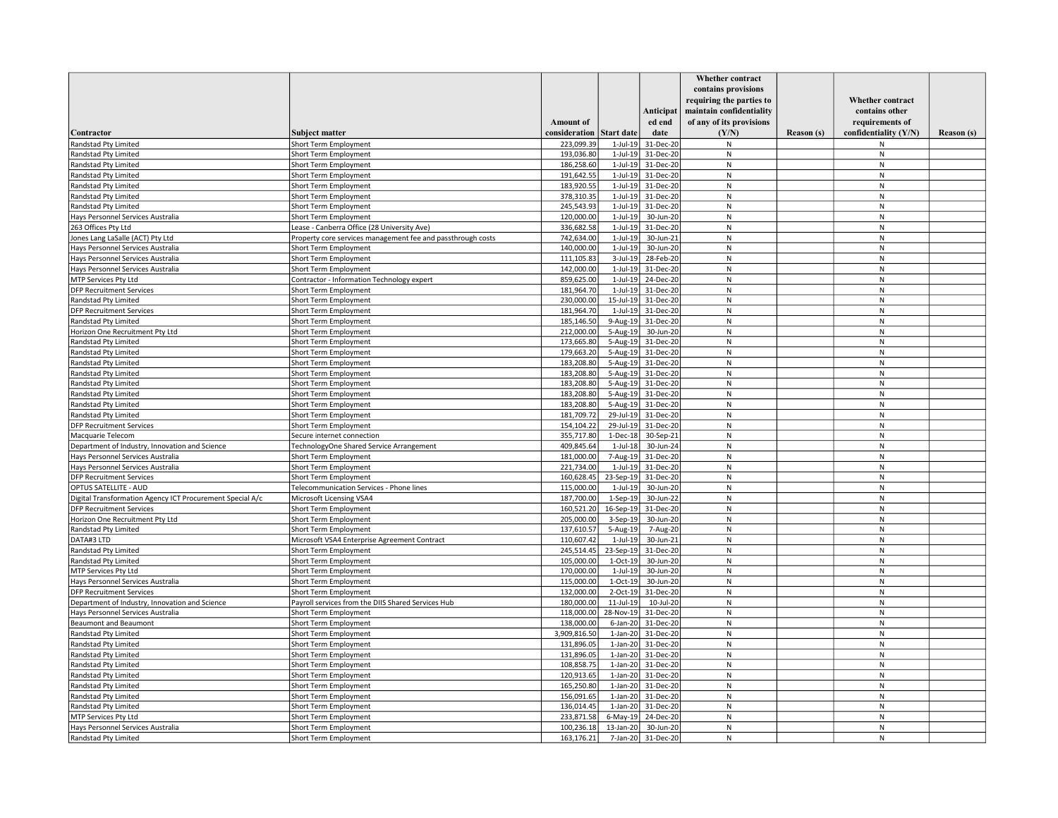| Contractor | Subject matter | Amount of consideration | Start date | Anticipated end date | Whether contract contains provisions requiring the parties to maintain confidentiality of any of its provisions (Y/N) | Reason (s) | Whether contract contains other requirements of confidentiality (Y/N) | Reason (s) |
|---|---|---|---|---|---|---|---|---|
| Randstad Pty Limited | Short Term Employment | 223,099.39 | 1-Jul-19 | 31-Dec-20 | N | | N | |
| Randstad Pty Limited | Short Term Employment | 193,036.80 | 1-Jul-19 | 31-Dec-20 | N | | N | |
| Randstad Pty Limited | Short Term Employment | 186,258.60 | 1-Jul-19 | 31-Dec-20 | N | | N | |
| Randstad Pty Limited | Short Term Employment | 191,642.55 | 1-Jul-19 | 31-Dec-20 | N | | N | |
| Randstad Pty Limited | Short Term Employment | 183,920.55 | 1-Jul-19 | 31-Dec-20 | N | | N | |
| Randstad Pty Limited | Short Term Employment | 378,310.35 | 1-Jul-19 | 31-Dec-20 | N | | N | |
| Randstad Pty Limited | Short Term Employment | 245,543.93 | 1-Jul-19 | 31-Dec-20 | N | | N | |
| Hays Personnel Services Australia | Short Term Employment | 120,000.00 | 1-Jul-19 | 30-Jun-20 | N | | N | |
| 263 Offices Pty Ltd | Lease - Canberra Office (28 University Ave) | 336,682.58 | 1-Jul-19 | 31-Dec-20 | N | | N | |
| Jones Lang LaSalle (ACT) Pty Ltd | Property core services management fee and passthrough costs | 742,634.00 | 1-Jul-19 | 30-Jun-21 | N | | N | |
| Hays Personnel Services Australia | Short Term Employment | 140,000.00 | 1-Jul-19 | 30-Jun-20 | N | | N | |
| Hays Personnel Services Australia | Short Term Employment | 111,105.83 | 3-Jul-19 | 28-Feb-20 | N | | N | |
| Hays Personnel Services Australia | Short Term Employment | 142,000.00 | 1-Jul-19 | 31-Dec-20 | N | | N | |
| MTP Services Pty Ltd | Contractor - Information Technology expert | 859,625.00 | 1-Jul-19 | 24-Dec-20 | N | | N | |
| DFP Recruitment Services | Short Term Employment | 181,964.70 | 1-Jul-19 | 31-Dec-20 | N | | N | |
| Randstad Pty Limited | Short Term Employment | 230,000.00 | 15-Jul-19 | 31-Dec-20 | N | | N | |
| DFP Recruitment Services | Short Term Employment | 181,964.70 | 1-Jul-19 | 31-Dec-20 | N | | N | |
| Randstad Pty Limited | Short Term Employment | 185,146.50 | 9-Aug-19 | 31-Dec-20 | N | | N | |
| Horizon One Recruitment Pty Ltd | Short Term Employment | 212,000.00 | 5-Aug-19 | 30-Jun-20 | N | | N | |
| Randstad Pty Limited | Short Term Employment | 173,665.80 | 5-Aug-19 | 31-Dec-20 | N | | N | |
| Randstad Pty Limited | Short Term Employment | 179,663.20 | 5-Aug-19 | 31-Dec-20 | N | | N | |
| Randstad Pty Limited | Short Term Employment | 183,208.80 | 5-Aug-19 | 31-Dec-20 | N | | N | |
| Randstad Pty Limited | Short Term Employment | 183,208.80 | 5-Aug-19 | 31-Dec-20 | N | | N | |
| Randstad Pty Limited | Short Term Employment | 183,208.80 | 5-Aug-19 | 31-Dec-20 | N | | N | |
| Randstad Pty Limited | Short Term Employment | 183,208.80 | 5-Aug-19 | 31-Dec-20 | N | | N | |
| Randstad Pty Limited | Short Term Employment | 183,208.80 | 5-Aug-19 | 31-Dec-20 | N | | N | |
| Randstad Pty Limited | Short Term Employment | 181,709.72 | 29-Jul-19 | 31-Dec-20 | N | | N | |
| DFP Recruitment Services | Short Term Employment | 154,104.22 | 29-Jul-19 | 31-Dec-20 | N | | N | |
| Macquarie Telecom | Secure internet connection | 355,717.80 | 1-Dec-18 | 30-Sep-21 | N | | N | |
| Department of Industry, Innovation and Science | TechnologyOne Shared Service Arrangement | 409,845.64 | 1-Jul-18 | 30-Jun-24 | N | | N | |
| Hays Personnel Services Australia | Short Term Employment | 181,000.00 | 7-Aug-19 | 31-Dec-20 | N | | N | |
| Hays Personnel Services Australia | Short Term Employment | 221,734.00 | 1-Jul-19 | 31-Dec-20 | N | | N | |
| DFP Recruitment Services | Short Term Employment | 160,628.45 | 23-Sep-19 | 31-Dec-20 | N | | N | |
| OPTUS SATELLITE - AUD | Telecommunication Services - Phone lines | 115,000.00 | 1-Jul-19 | 30-Jun-20 | N | | N | |
| Digital Transformation Agency ICT Procurement Special A/c | Microsoft Licensing VSA4 | 187,700.00 | 1-Sep-19 | 30-Jun-22 | N | | N | |
| DFP Recruitment Services | Short Term Employment | 160,521.20 | 16-Sep-19 | 31-Dec-20 | N | | N | |
| Horizon One Recruitment Pty Ltd | Short Term Employment | 205,000.00 | 3-Sep-19 | 30-Jun-20 | N | | N | |
| Randstad Pty Limited | Short Term Employment | 137,610.57 | 5-Aug-19 | 7-Aug-20 | N | | N | |
| DATA#3 LTD | Microsoft VSA4 Enterprise Agreement Contract | 110,607.42 | 1-Jul-19 | 30-Jun-21 | N | | N | |
| Randstad Pty Limited | Short Term Employment | 245,514.45 | 23-Sep-19 | 31-Dec-20 | N | | N | |
| Randstad Pty Limited | Short Term Employment | 105,000.00 | 1-Oct-19 | 30-Jun-20 | N | | N | |
| MTP Services Pty Ltd | Short Term Employment | 170,000.00 | 1-Jul-19 | 30-Jun-20 | N | | N | |
| Hays Personnel Services Australia | Short Term Employment | 115,000.00 | 1-Oct-19 | 30-Jun-20 | N | | N | |
| DFP Recruitment Services | Short Term Employment | 132,000.00 | 2-Oct-19 | 31-Dec-20 | N | | N | |
| Department of Industry, Innovation and Science | Payroll services from the DIIS Shared Services Hub | 180,000.00 | 11-Jul-19 | 10-Jul-20 | N | | N | |
| Hays Personnel Services Australia | Short Term Employment | 118,000.00 | 28-Nov-19 | 31-Dec-20 | N | | N | |
| Beaumont and Beaumont | Short Term Employment | 138,000.00 | 6-Jan-20 | 31-Dec-20 | N | | N | |
| Randstad Pty Limited | Short Term Employment | 3,909,816.50 | 1-Jan-20 | 31-Dec-20 | N | | N | |
| Randstad Pty Limited | Short Term Employment | 131,896.05 | 1-Jan-20 | 31-Dec-20 | N | | N | |
| Randstad Pty Limited | Short Term Employment | 131,896.05 | 1-Jan-20 | 31-Dec-20 | N | | N | |
| Randstad Pty Limited | Short Term Employment | 108,858.75 | 1-Jan-20 | 31-Dec-20 | N | | N | |
| Randstad Pty Limited | Short Term Employment | 120,913.65 | 1-Jan-20 | 31-Dec-20 | N | | N | |
| Randstad Pty Limited | Short Term Employment | 165,250.80 | 1-Jan-20 | 31-Dec-20 | N | | N | |
| Randstad Pty Limited | Short Term Employment | 156,091.65 | 1-Jan-20 | 31-Dec-20 | N | | N | |
| Randstad Pty Limited | Short Term Employment | 136,014.45 | 1-Jan-20 | 31-Dec-20 | N | | N | |
| MTP Services Pty Ltd | Short Term Employment | 233,871.58 | 6-May-19 | 24-Dec-20 | N | | N | |
| Hays Personnel Services Australia | Short Term Employment | 100,236.18 | 13-Jan-20 | 30-Jun-20 | N | | N | |
| Randstad Pty Limited | Short Term Employment | 163,176.21 | 7-Jan-20 | 31-Dec-20 | N | | N | |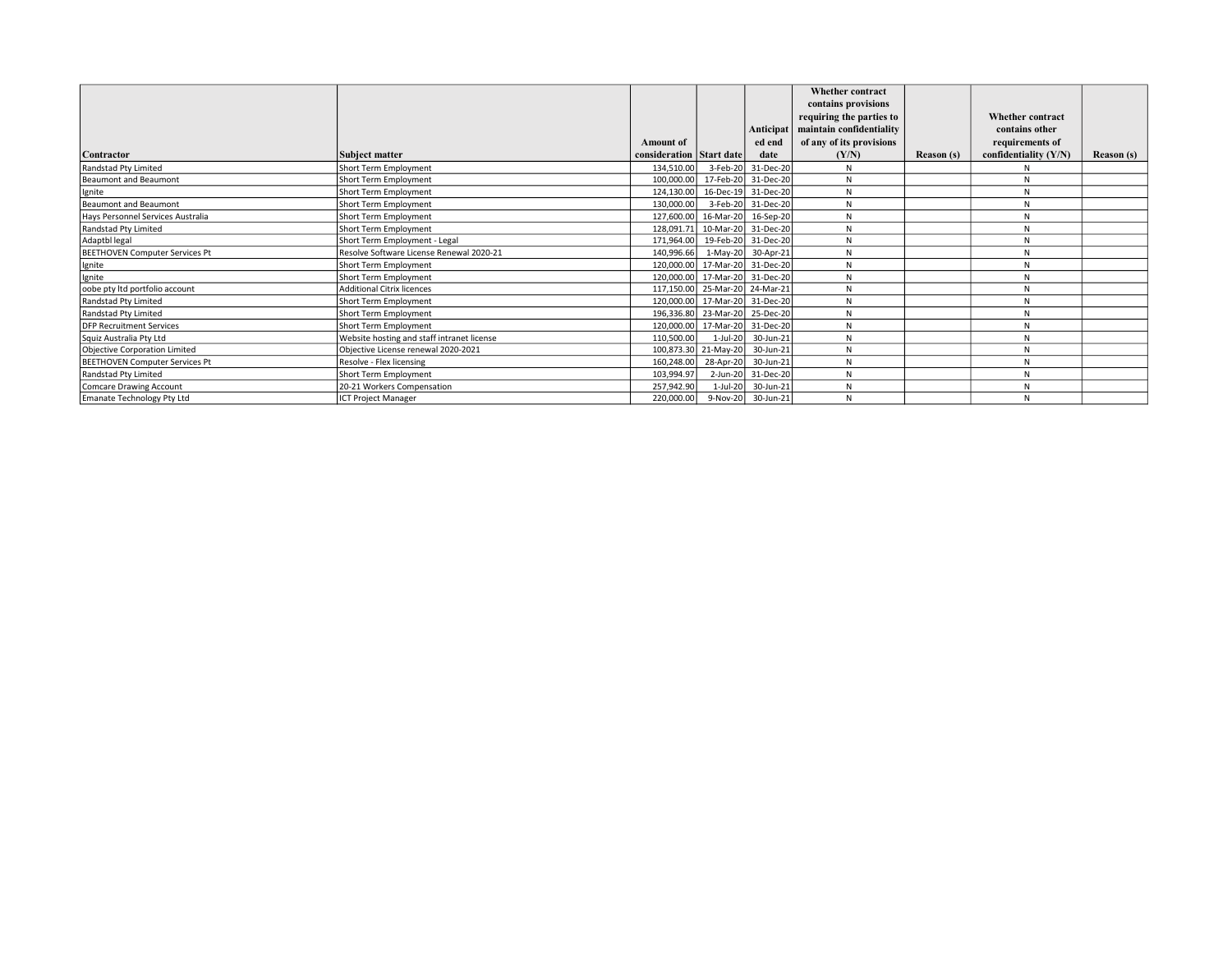| Contractor | Subject matter | Amount of consideration | Start date | Anticipated end date | Whether contract contains provisions requiring the parties to maintain confidentiality of any of its provisions (Y/N) | Reason (s) | Whether contract contains other requirements of confidentiality (Y/N) | Reason (s) |
|---|---|---|---|---|---|---|---|---|
| Randstad Pty Limited | Short Term Employment | 134,510.00 | 3-Feb-20 | 31-Dec-20 | N | | N | |
| Beaumont and Beaumont | Short Term Employment | 100,000.00 | 17-Feb-20 | 31-Dec-20 | N | | N | |
| Ignite | Short Term Employment | 124,130.00 | 16-Dec-19 | 31-Dec-20 | N | | N | |
| Beaumont and Beaumont | Short Term Employment | 130,000.00 | 3-Feb-20 | 31-Dec-20 | N | | N | |
| Hays Personnel Services Australia | Short Term Employment | 127,600.00 | 16-Mar-20 | 16-Sep-20 | N | | N | |
| Randstad Pty Limited | Short Term Employment | 128,091.71 | 10-Mar-20 | 31-Dec-20 | N | | N | |
| Adaptbl legal | Short Term Employment - Legal | 171,964.00 | 19-Feb-20 | 31-Dec-20 | N | | N | |
| BEETHOVEN Computer Services Pt | Resolve Software License Renewal 2020-21 | 140,996.66 | 1-May-20 | 30-Apr-21 | N | | N | |
| Ignite | Short Term Employment | 120,000.00 | 17-Mar-20 | 31-Dec-20 | N | | N | |
| Ignite | Short Term Employment | 120,000.00 | 17-Mar-20 | 31-Dec-20 | N | | N | |
| oobe pty ltd portfolio account | Additional Citrix licences | 117,150.00 | 25-Mar-20 | 24-Mar-21 | N | | N | |
| Randstad Pty Limited | Short Term Employment | 120,000.00 | 17-Mar-20 | 31-Dec-20 | N | | N | |
| Randstad Pty Limited | Short Term Employment | 196,336.80 | 23-Mar-20 | 25-Dec-20 | N | | N | |
| DFP Recruitment Services | Short Term Employment | 120,000.00 | 17-Mar-20 | 31-Dec-20 | N | | N | |
| Squiz Australia Pty Ltd | Website hosting and staff intranet license | 110,500.00 | 1-Jul-20 | 30-Jun-21 | N | | N | |
| Objective Corporation Limited | Objective License renewal 2020-2021 | 100,873.30 | 21-May-20 | 30-Jun-21 | N | | N | |
| BEETHOVEN Computer Services Pt | Resolve - Flex licensing | 160,248.00 | 28-Apr-20 | 30-Jun-21 | N | | N | |
| Randstad Pty Limited | Short Term Employment | 103,994.97 | 2-Jun-20 | 31-Dec-20 | N | | N | |
| Comcare Drawing Account | 20-21 Workers Compensation | 257,942.90 | 1-Jul-20 | 30-Jun-21 | N | | N | |
| Emanate Technology Pty Ltd | ICT Project Manager | 220,000.00 | 9-Nov-20 | 30-Jun-21 | N | | N | |